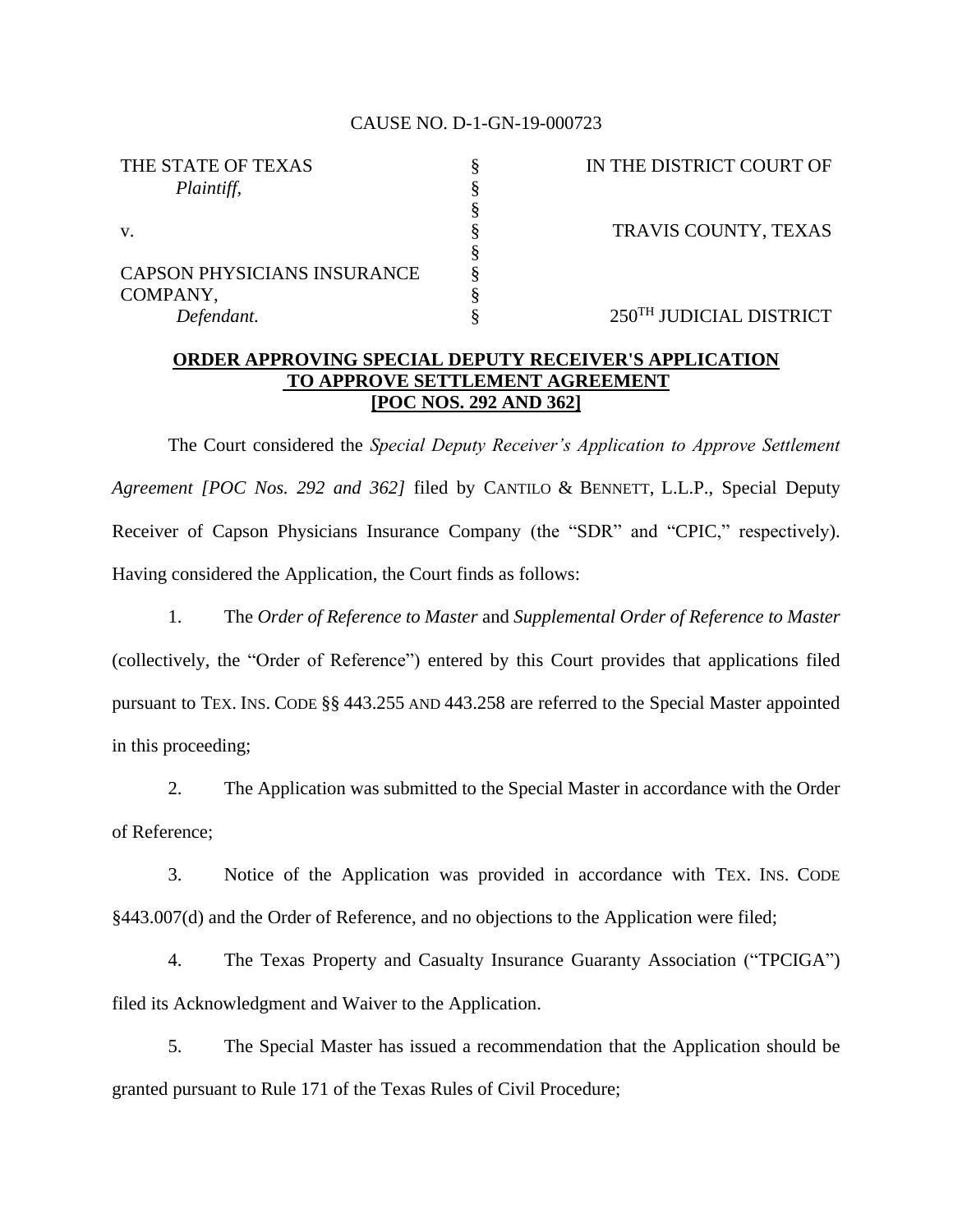CAUSE NO. D-1-GN-19-000723

| | | |
|---|---|---|
| THE STATE OF TEXAS | § | IN THE DISTRICT COURT OF |
| *Plaintiff*, | § | |
| | § | |
| v. | § | TRAVIS COUNTY, TEXAS |
| | § | |
| CAPSON PHYSICIANS INSURANCE | § | |
| COMPANY, | § | |
| *Defendant.* | § | 250TH JUDICIAL DISTRICT |

**ORDER APPROVING SPECIAL DEPUTY RECEIVER'S APPLICATION TO APPROVE SETTLEMENT AGREEMENT [POC NOS. 292 AND 362]**

The Court considered the *Special Deputy Receiver's Application to Approve Settlement Agreement [POC Nos. 292 and 362]* filed by CANTILO & BENNETT, L.L.P., Special Deputy Receiver of Capson Physicians Insurance Company (the "SDR" and "CPIC," respectively). Having considered the Application, the Court finds as follows:

1. The *Order of Reference to Master* and *Supplemental Order of Reference to Master* (collectively, the "Order of Reference") entered by this Court provides that applications filed pursuant to TEX. INS. CODE §§ 443.255 AND 443.258 are referred to the Special Master appointed in this proceeding;

2. The Application was submitted to the Special Master in accordance with the Order of Reference;

3. Notice of the Application was provided in accordance with TEX. INS. CODE §443.007(d) and the Order of Reference, and no objections to the Application were filed;

4. The Texas Property and Casualty Insurance Guaranty Association ("TPCIGA") filed its Acknowledgment and Waiver to the Application.

5. The Special Master has issued a recommendation that the Application should be granted pursuant to Rule 171 of the Texas Rules of Civil Procedure;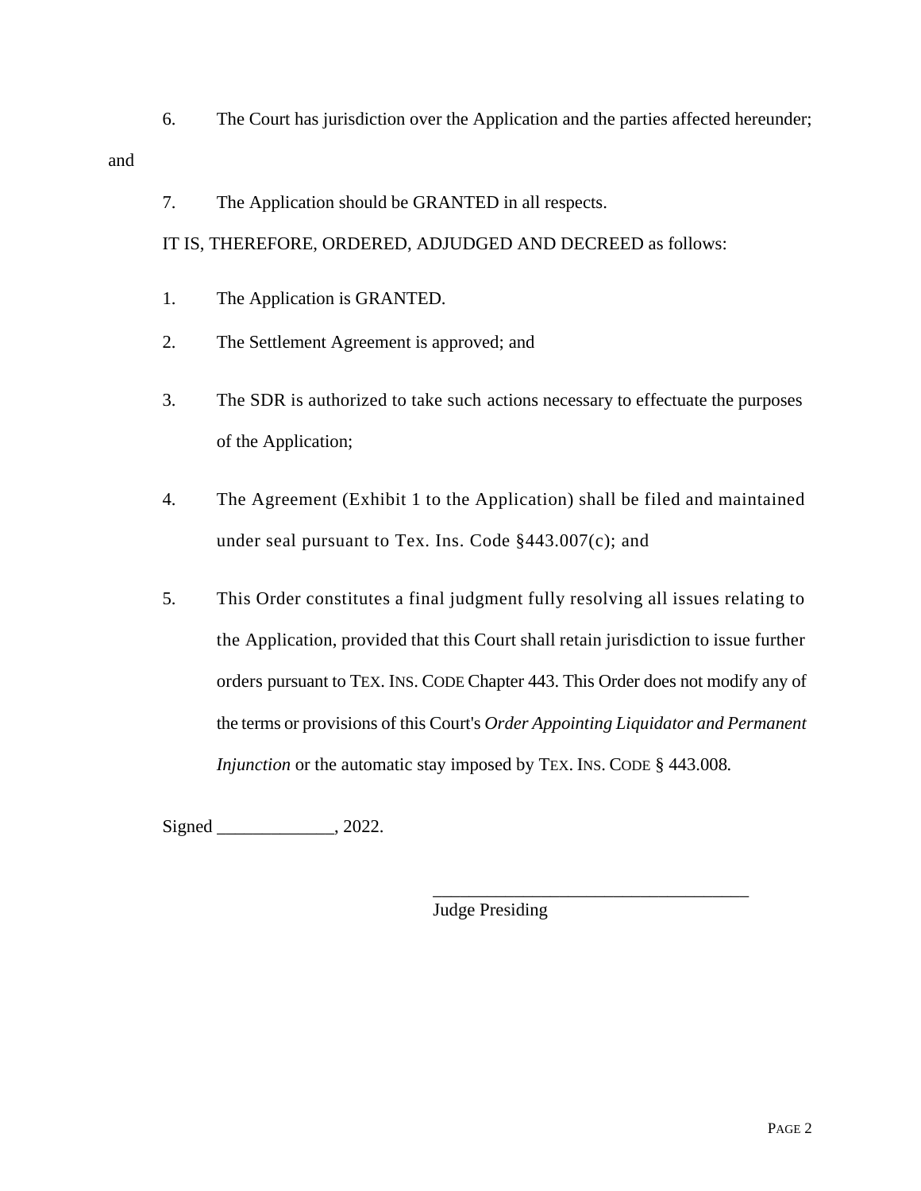6. The Court has jurisdiction over the Application and the parties affected hereunder; and

7. The Application should be GRANTED in all respects.

IT IS, THEREFORE, ORDERED, ADJUDGED AND DECREED as follows:

1. The Application is GRANTED.

2. The Settlement Agreement is approved; and

3. The SDR is authorized to take such actions necessary to effectuate the purposes of the Application;

4. The Agreement (Exhibit 1 to the Application) shall be filed and maintained under seal pursuant to Tex. Ins. Code §443.007(c); and

5. This Order constitutes a final judgment fully resolving all issues relating to the Application, provided that this Court shall retain jurisdiction to issue further orders pursuant to TEX. INS. CODE Chapter 443. This Order does not modify any of the terms or provisions of this Court's *Order Appointing Liquidator and Permanent Injunction* or the automatic stay imposed by TEX. INS. CODE § 443.008.

Signed _____________, 2022.

___________________________________
Judge Presiding